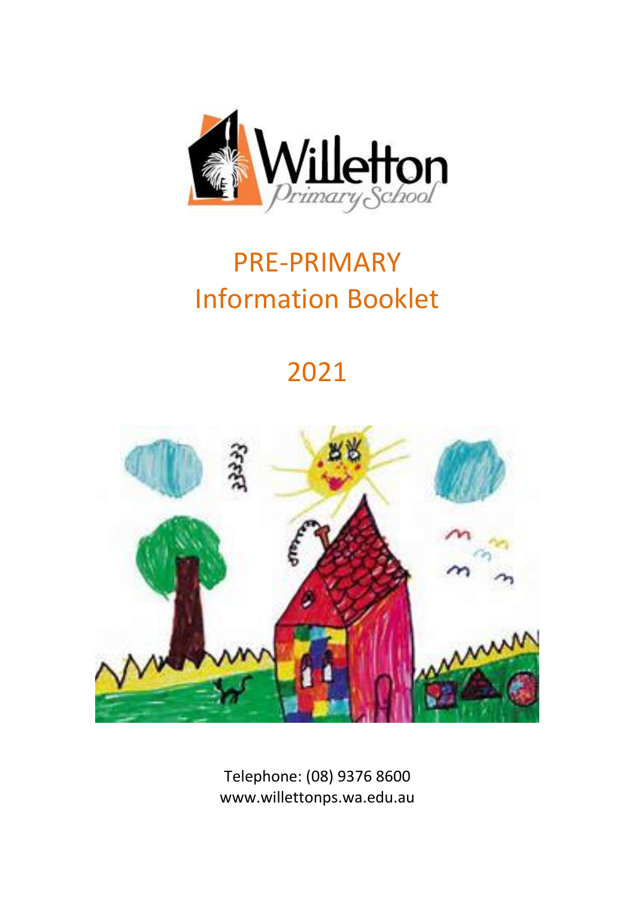Willetton Primary School

# PRE-PRIMARY Information Booklet

# 2021

Telephone: (08) 9376 8600
www.willettonps.wa.edu.au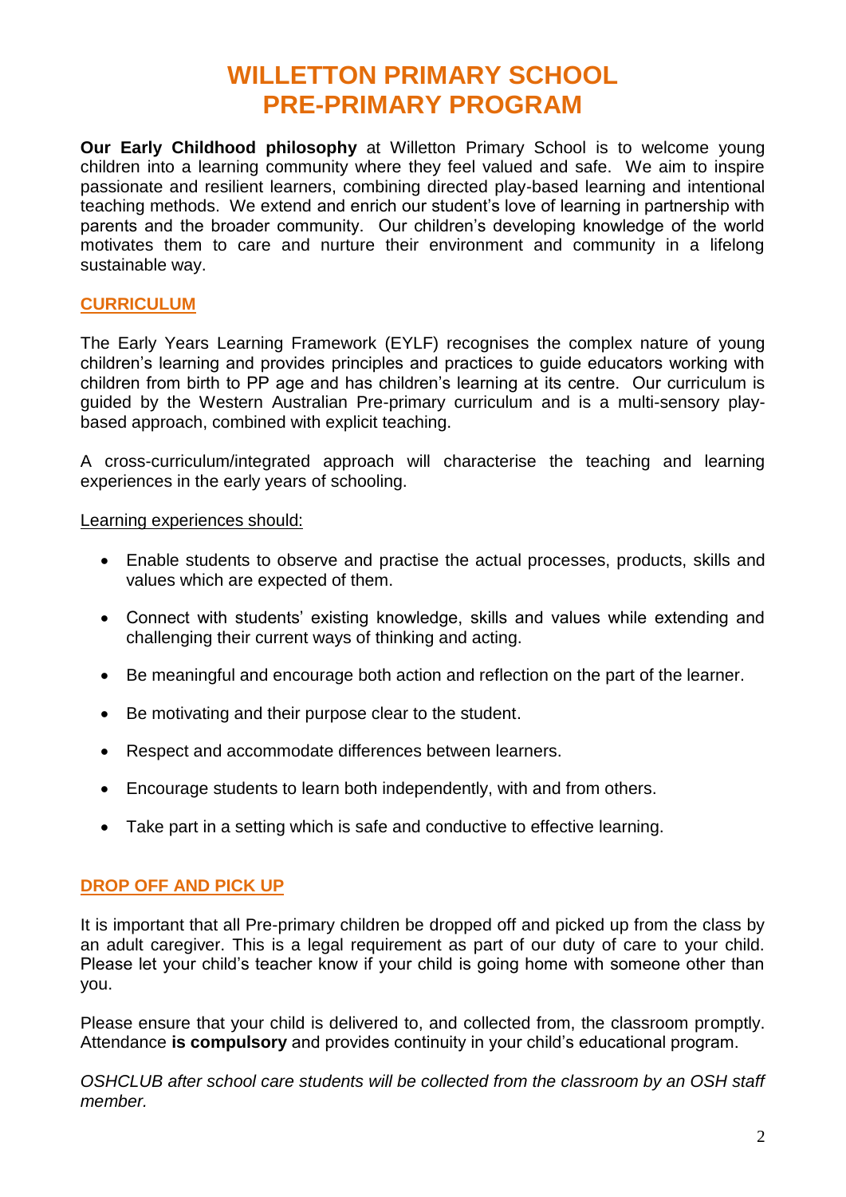# WILLETTON PRIMARY SCHOOL
# PRE-PRIMARY PROGRAM

**Our Early Childhood philosophy** at Willetton Primary School is to welcome young children into a learning community where they feel valued and safe. We aim to inspire passionate and resilient learners, combining directed play-based learning and intentional teaching methods. We extend and enrich our student's love of learning in partnership with parents and the broader community. Our children's developing knowledge of the world motivates them to care and nurture their environment and community in a lifelong sustainable way.

## CURRICULUM

The Early Years Learning Framework (EYLF) recognises the complex nature of young children's learning and provides principles and practices to guide educators working with children from birth to PP age and has children's learning at its centre. Our curriculum is guided by the Western Australian Pre-primary curriculum and is a multi-sensory play-based approach, combined with explicit teaching.

A cross-curriculum/integrated approach will characterise the teaching and learning experiences in the early years of schooling.

Learning experiences should:

- Enable students to observe and practise the actual processes, products, skills and values which are expected of them.
- Connect with students' existing knowledge, skills and values while extending and challenging their current ways of thinking and acting.
- Be meaningful and encourage both action and reflection on the part of the learner.
- Be motivating and their purpose clear to the student.
- Respect and accommodate differences between learners.
- Encourage students to learn both independently, with and from others.
- Take part in a setting which is safe and conductive to effective learning.

## DROP OFF AND PICK UP

It is important that all Pre-primary children be dropped off and picked up from the class by an adult caregiver. This is a legal requirement as part of our duty of care to your child. Please let your child's teacher know if your child is going home with someone other than you.

Please ensure that your child is delivered to, and collected from, the classroom promptly. Attendance **is compulsory** and provides continuity in your child's educational program.

*OSHCLUB after school care students will be collected from the classroom by an OSH staff member.*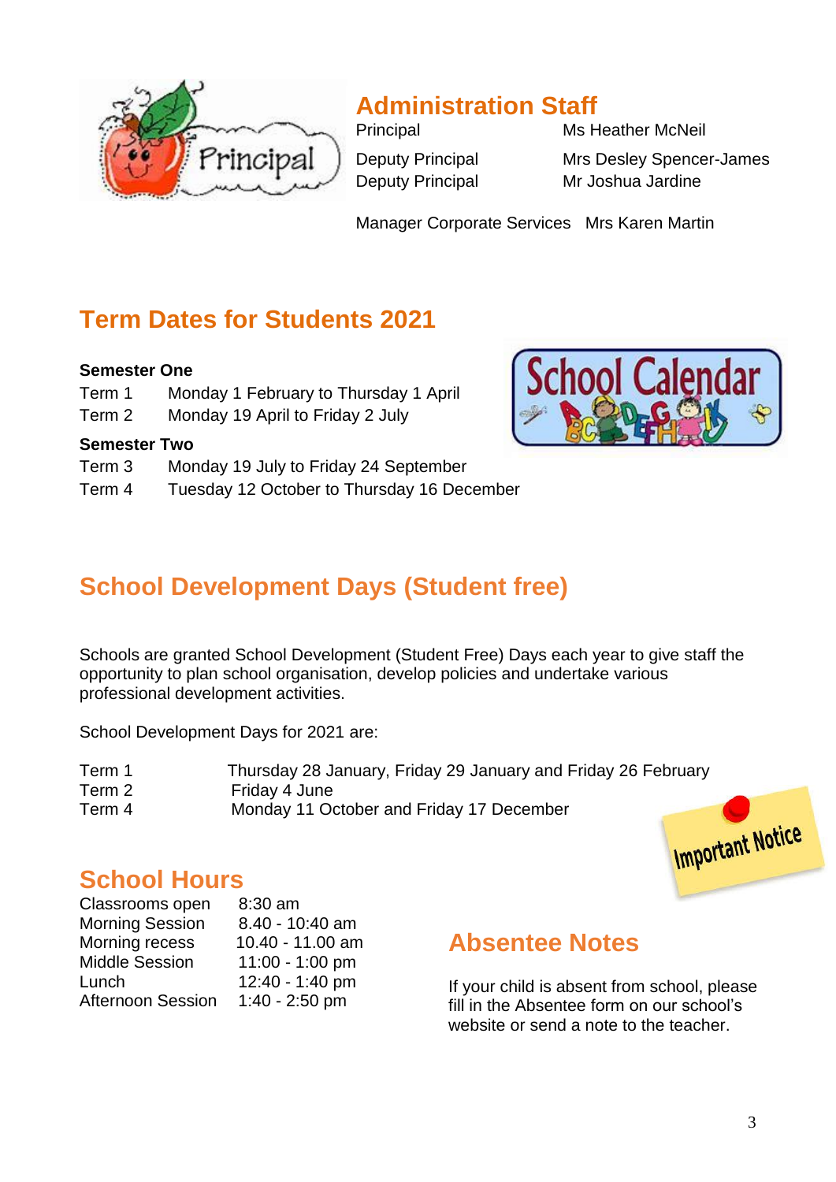## Administration Staff

| | |
|---|---|
| Principal | Ms Heather McNeil |
| Deputy Principal | Mrs Desley Spencer-James |
| Deputy Principal | Mr Joshua Jardine |
| Manager Corporate Services | Mrs Karen Martin |

## Term Dates for Students 2021

**Semester One**

| | |
|---|---|
| Term 1 | Monday 1 February to Thursday 1 April |
| Term 2 | Monday 19 April to Friday 2 July |

**Semester Two**

| | |
|---|---|
| Term 3 | Monday 19 July to Friday 24 September |
| Term 4 | Tuesday 12 October to Thursday 16 December |

## School Development Days (Student free)

Schools are granted School Development (Student Free) Days each year to give staff the opportunity to plan school organisation, develop policies and undertake various professional development activities.

School Development Days for 2021 are:

| | |
|---|---|
| Term 1 | Thursday 28 January, Friday 29 January and Friday 26 February |
| Term 2 | Friday 4 June |
| Term 4 | Monday 11 October and Friday 17 December |

## School Hours

| | |
|---|---|
| Classrooms open | 8:30 am |
| Morning Session | 8.40 - 10:40 am |
| Morning recess | 10.40 - 11.00 am |
| Middle Session | 11:00 - 1:00 pm |
| Lunch | 12:40 - 1:40 pm |
| Afternoon Session | 1:40 - 2:50 pm |

## Absentee Notes

If your child is absent from school, please fill in the Absentee form on our school's website or send a note to the teacher.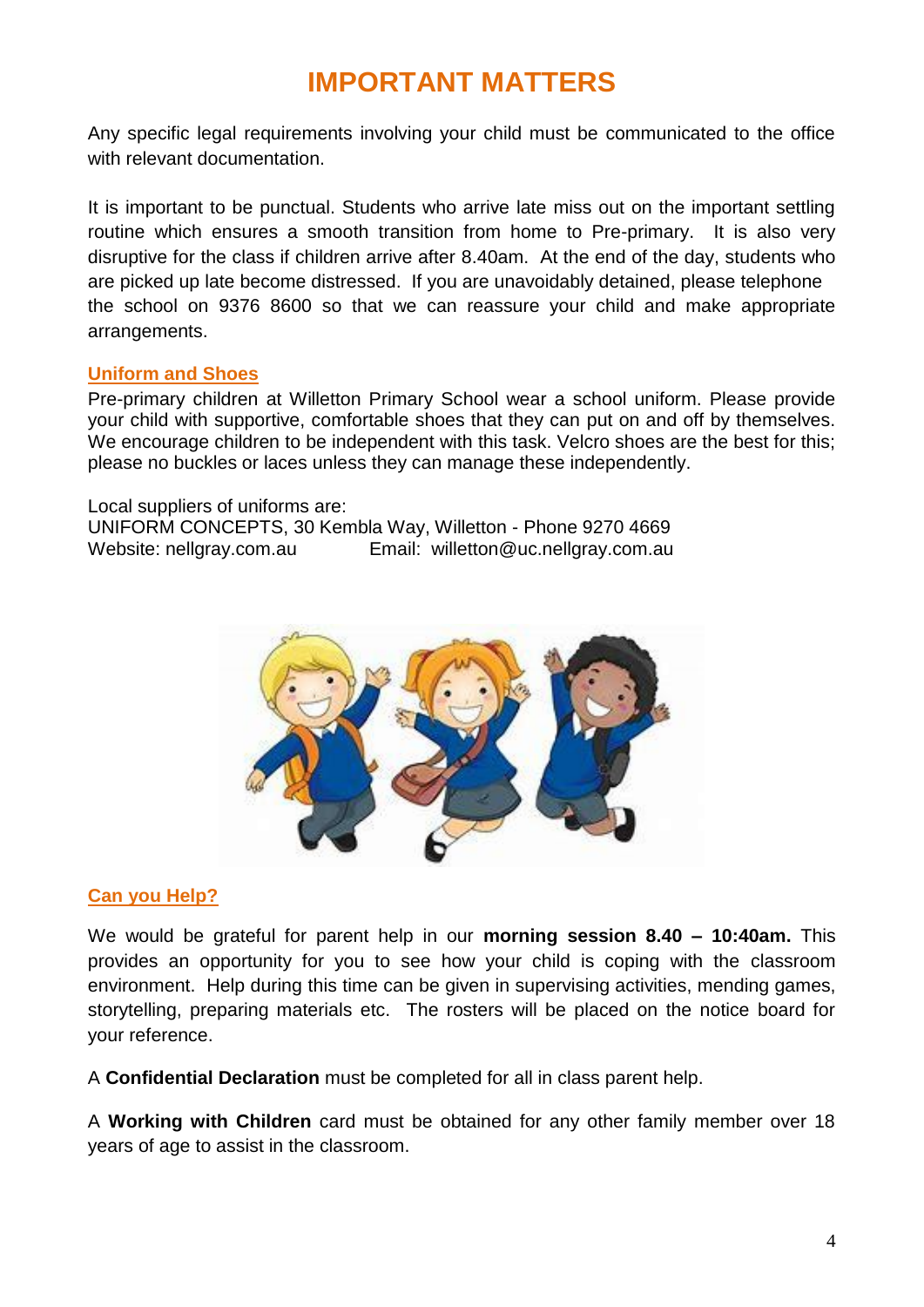# IMPORTANT MATTERS

Any specific legal requirements involving your child must be communicated to the office with relevant documentation.

It is important to be punctual. Students who arrive late miss out on the important settling routine which ensures a smooth transition from home to Pre-primary. It is also very disruptive for the class if children arrive after 8.40am. At the end of the day, students who are picked up late become distressed. If you are unavoidably detained, please telephone the school on 9376 8600 so that we can reassure your child and make appropriate arrangements.

## Uniform and Shoes

Pre-primary children at Willetton Primary School wear a school uniform. Please provide your child with supportive, comfortable shoes that they can put on and off by themselves. We encourage children to be independent with this task. Velcro shoes are the best for this; please no buckles or laces unless they can manage these independently.

Local suppliers of uniforms are:
UNIFORM CONCEPTS, 30 Kembla Way, Willetton - Phone 9270 4669
Website: nellgray.com.au Email: willetton@uc.nellgray.com.au

## Can you Help?

We would be grateful for parent help in our **morning session 8.40 – 10:40am.** This provides an opportunity for you to see how your child is coping with the classroom environment. Help during this time can be given in supervising activities, mending games, storytelling, preparing materials etc. The rosters will be placed on the notice board for your reference.

A **Confidential Declaration** must be completed for all in class parent help.

A **Working with Children** card must be obtained for any other family member over 18 years of age to assist in the classroom.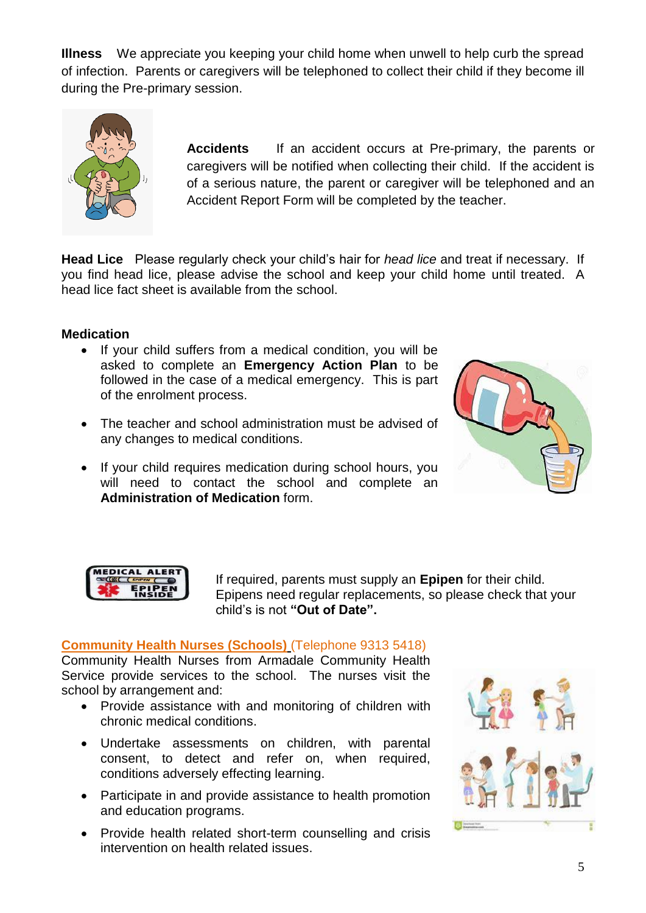**Illness** We appreciate you keeping your child home when unwell to help curb the spread of infection. Parents or caregivers will be telephoned to collect their child if they become ill during the Pre-primary session.

**Accidents** If an accident occurs at Pre-primary, the parents or caregivers will be notified when collecting their child. If the accident is of a serious nature, the parent or caregiver will be telephoned and an Accident Report Form will be completed by the teacher.

**Head Lice** Please regularly check your child's hair for *head lice* and treat if necessary. If you find head lice, please advise the school and keep your child home until treated. A head lice fact sheet is available from the school.

**Medication**

- If your child suffers from a medical condition, you will be asked to complete an **Emergency Action Plan** to be followed in the case of a medical emergency. This is part of the enrolment process.
- The teacher and school administration must be advised of any changes to medical conditions.
- If your child requires medication during school hours, you will need to contact the school and complete an **Administration of Medication** form.

If required, parents must supply an **Epipen** for their child. Epipens need regular replacements, so please check that your child's is not **"Out of Date".**

**Community Health Nurses (Schools)** (Telephone 9313 5418)
Community Health Nurses from Armadale Community Health Service provide services to the school. The nurses visit the school by arrangement and:

- Provide assistance with and monitoring of children with chronic medical conditions.
- Undertake assessments on children, with parental consent, to detect and refer on, when required, conditions adversely effecting learning.
- Participate in and provide assistance to health promotion and education programs.
- Provide health related short-term counselling and crisis intervention on health related issues.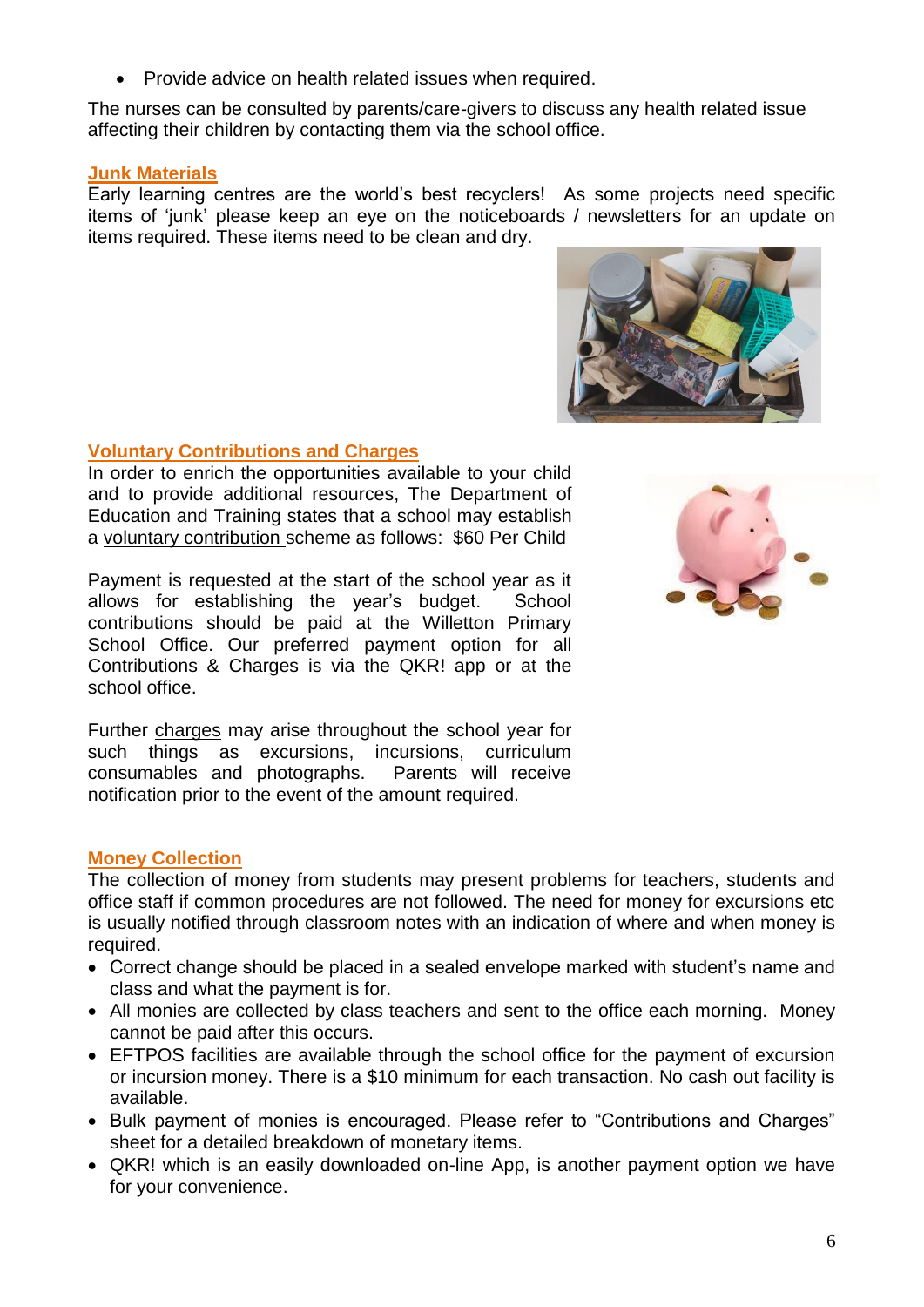- Provide advice on health related issues when required.

The nurses can be consulted by parents/care-givers to discuss any health related issue affecting their children by contacting them via the school office.

## Junk Materials

Early learning centres are the world's best recyclers! As some projects need specific items of 'junk' please keep an eye on the noticeboards / newsletters for an update on items required. These items need to be clean and dry.

## Voluntary Contributions and Charges

In order to enrich the opportunities available to your child and to provide additional resources, The Department of Education and Training states that a school may establish a voluntary contribution scheme as follows: $60 Per Child

Payment is requested at the start of the school year as it allows for establishing the year's budget. School contributions should be paid at the Willetton Primary School Office. Our preferred payment option for all Contributions & Charges is via the QKR! app or at the school office.

Further charges may arise throughout the school year for such things as excursions, incursions, curriculum consumables and photographs. Parents will receive notification prior to the event of the amount required.

## Money Collection

The collection of money from students may present problems for teachers, students and office staff if common procedures are not followed. The need for money for excursions etc is usually notified through classroom notes with an indication of where and when money is required.

- Correct change should be placed in a sealed envelope marked with student's name and class and what the payment is for.
- All monies are collected by class teachers and sent to the office each morning. Money cannot be paid after this occurs.
- EFTPOS facilities are available through the school office for the payment of excursion or incursion money. There is a $10 minimum for each transaction. No cash out facility is available.
- Bulk payment of monies is encouraged. Please refer to "Contributions and Charges" sheet for a detailed breakdown of monetary items.
- QKR! which is an easily downloaded on-line App, is another payment option we have for your convenience.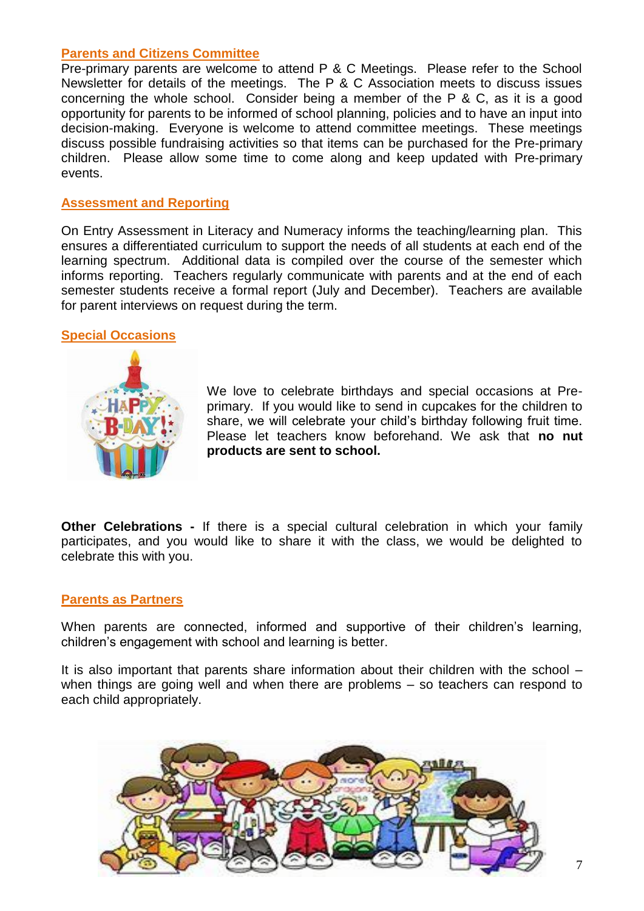## Parents and Citizens Committee

Pre-primary parents are welcome to attend P & C Meetings. Please refer to the School Newsletter for details of the meetings. The P & C Association meets to discuss issues concerning the whole school. Consider being a member of the P & C, as it is a good opportunity for parents to be informed of school planning, policies and to have an input into decision-making. Everyone is welcome to attend committee meetings. These meetings discuss possible fundraising activities so that items can be purchased for the Pre-primary children. Please allow some time to come along and keep updated with Pre-primary events.

## Assessment and Reporting

On Entry Assessment in Literacy and Numeracy informs the teaching/learning plan. This ensures a differentiated curriculum to support the needs of all students at each end of the learning spectrum. Additional data is compiled over the course of the semester which informs reporting. Teachers regularly communicate with parents and at the end of each semester students receive a formal report (July and December). Teachers are available for parent interviews on request during the term.

## Special Occasions

We love to celebrate birthdays and special occasions at Pre-primary. If you would like to send in cupcakes for the children to share, we will celebrate your child's birthday following fruit time. Please let teachers know beforehand. We ask that **no nut products are sent to school.**

**Other Celebrations -** If there is a special cultural celebration in which your family participates, and you would like to share it with the class, we would be delighted to celebrate this with you.

## Parents as Partners

When parents are connected, informed and supportive of their children's learning, children's engagement with school and learning is better.

It is also important that parents share information about their children with the school – when things are going well and when there are problems – so teachers can respond to each child appropriately.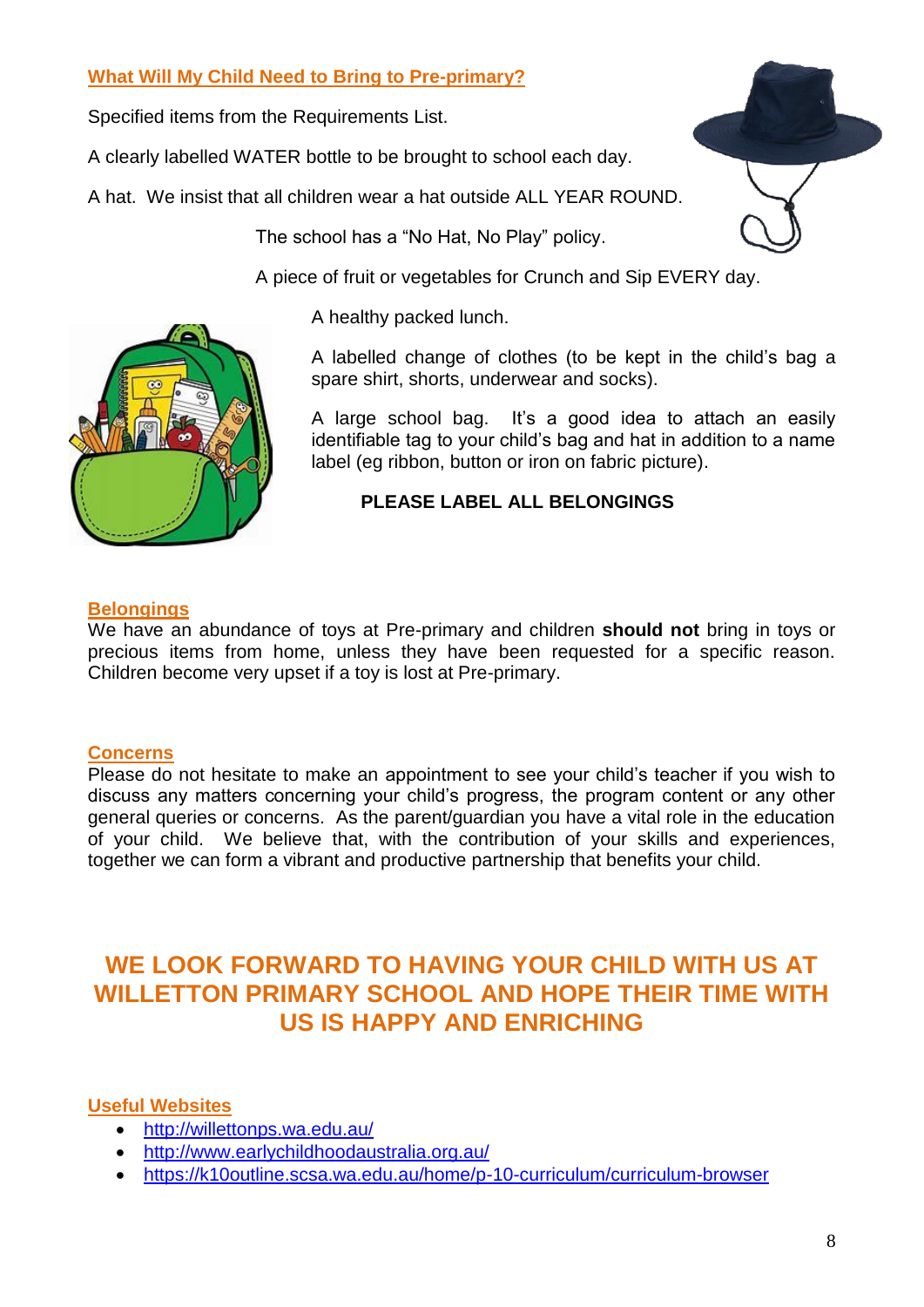## What Will My Child Need to Bring to Pre-primary?

Specified items from the Requirements List.

A clearly labelled WATER bottle to be brought to school each day.

A hat. We insist that all children wear a hat outside ALL YEAR ROUND. The school has a "No Hat, No Play" policy.

A piece of fruit or vegetables for Crunch and Sip EVERY day.

A healthy packed lunch.

A labelled change of clothes (to be kept in the child's bag a spare shirt, shorts, underwear and socks).

A large school bag. It's a good idea to attach an easily identifiable tag to your child's bag and hat in addition to a name label (eg ribbon, button or iron on fabric picture).

**PLEASE LABEL ALL BELONGINGS**

## Belongings

We have an abundance of toys at Pre-primary and children **should not** bring in toys or precious items from home, unless they have been requested for a specific reason. Children become very upset if a toy is lost at Pre-primary.

## Concerns

Please do not hesitate to make an appointment to see your child's teacher if you wish to discuss any matters concerning your child's progress, the program content or any other general queries or concerns. As the parent/guardian you have a vital role in the education of your child. We believe that, with the contribution of your skills and experiences, together we can form a vibrant and productive partnership that benefits your child.

# WE LOOK FORWARD TO HAVING YOUR CHILD WITH US AT WILLETTON PRIMARY SCHOOL AND HOPE THEIR TIME WITH US IS HAPPY AND ENRICHING

## Useful Websites

- http://willettonps.wa.edu.au/
- http://www.earlychildhoodaustralia.org.au/
- https://k10outline.scsa.wa.edu.au/home/p-10-curriculum/curriculum-browser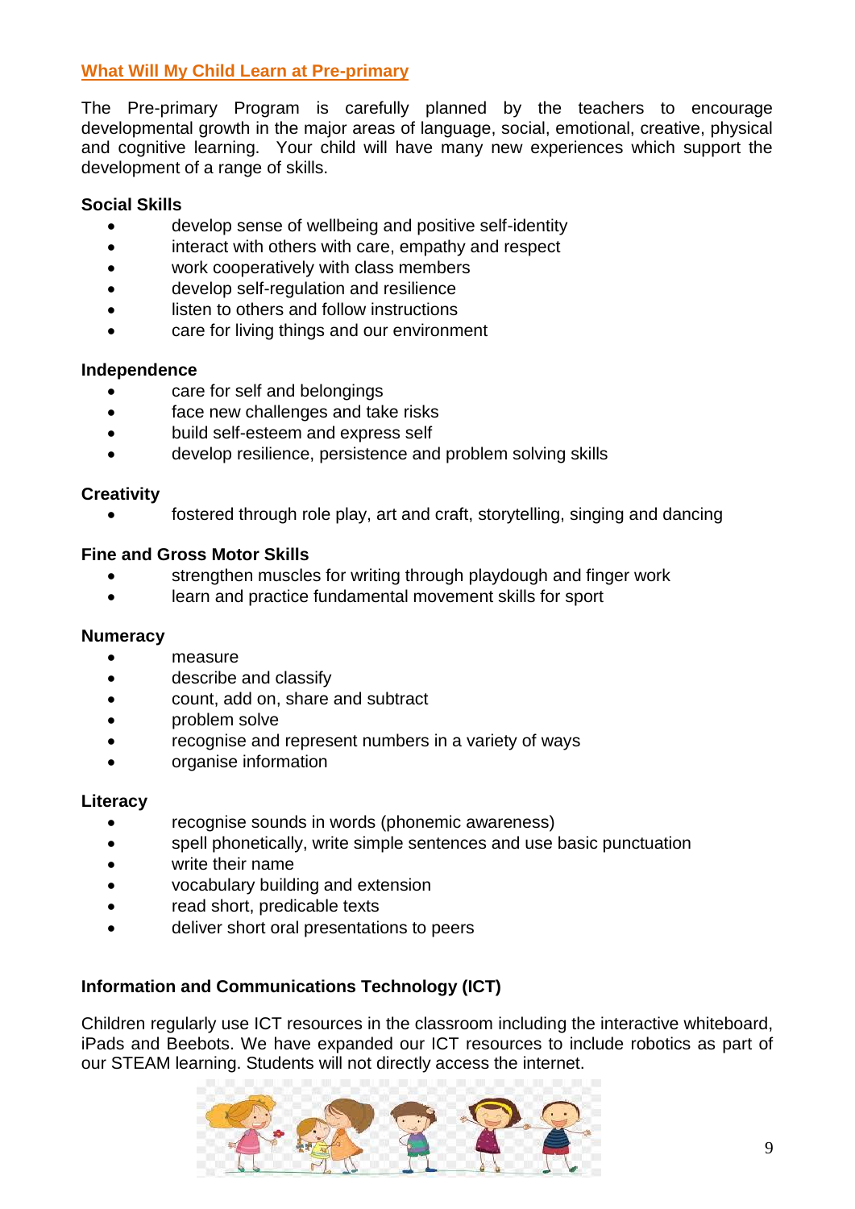## What Will My Child Learn at Pre-primary

The Pre-primary Program is carefully planned by the teachers to encourage developmental growth in the major areas of language, social, emotional, creative, physical and cognitive learning. Your child will have many new experiences which support the development of a range of skills.

**Social Skills**

- develop sense of wellbeing and positive self-identity
- interact with others with care, empathy and respect
- work cooperatively with class members
- develop self-regulation and resilience
- listen to others and follow instructions
- care for living things and our environment

**Independence**

- care for self and belongings
- face new challenges and take risks
- build self-esteem and express self
- develop resilience, persistence and problem solving skills

**Creativity**

- fostered through role play, art and craft, storytelling, singing and dancing

**Fine and Gross Motor Skills**

- strengthen muscles for writing through playdough and finger work
- learn and practice fundamental movement skills for sport

**Numeracy**

- measure
- describe and classify
- count, add on, share and subtract
- problem solve
- recognise and represent numbers in a variety of ways
- organise information

**Literacy**

- recognise sounds in words (phonemic awareness)
- spell phonetically, write simple sentences and use basic punctuation
- write their name
- vocabulary building and extension
- read short, predicable texts
- deliver short oral presentations to peers

**Information and Communications Technology (ICT)**

Children regularly use ICT resources in the classroom including the interactive whiteboard, iPads and Beebots. We have expanded our ICT resources to include robotics as part of our STEAM learning. Students will not directly access the internet.